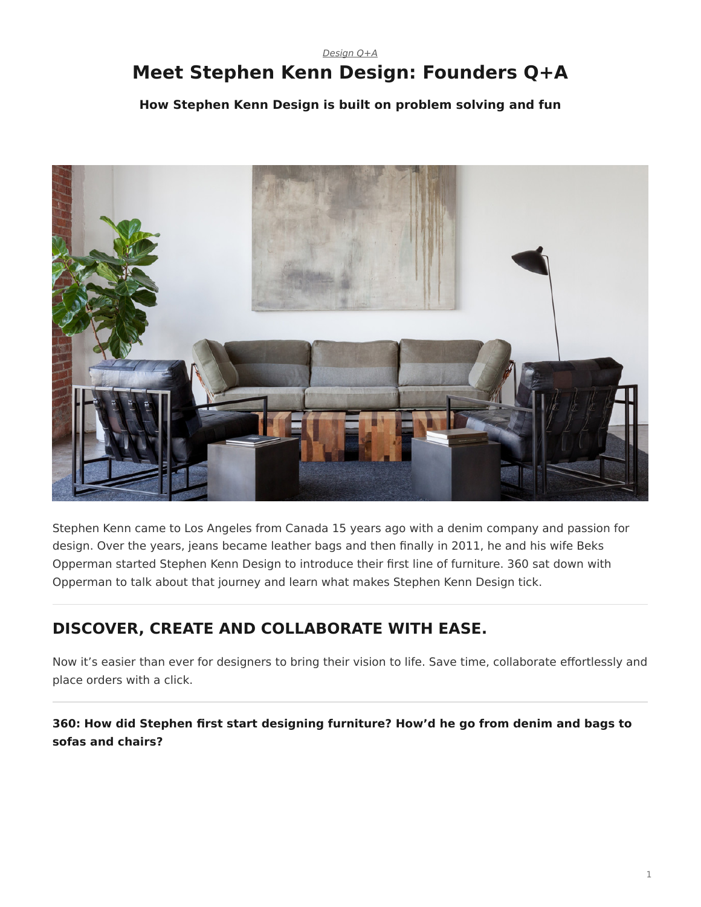*Design Q+A*

# Meet Stephen Kenn Design: Founders Q+A

**How Stephen Kenn Design is built on problem solving and fun**

Stephen Kenn came to Los Angeles from Canada 15 years ago with a denim company and passion for design. Over the years, jeans became leather bags and then finally in 2011, he and his wife Beks Opperman started Stephen Kenn Design to introduce their first line of furniture. 360 sat down with Opperman to talk about that journey and learn what makes Stephen Kenn Design tick.

## DISCOVER, CREATE AND COLLABORATE WITH EASE.

Now it's easier than ever for designers to bring their vision to life. Save time, collaborate effortlessly and place orders with a click.

**360: How did Stephen first start designing furniture? How'd he go from denim and bags to sofas and chairs?**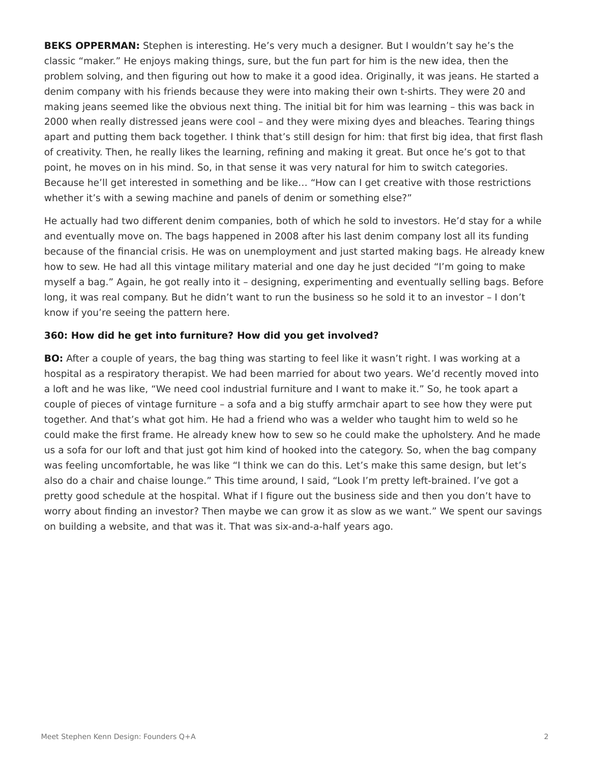**BEKS OPPERMAN:** Stephen is interesting. He's very much a designer. But I wouldn't say he's the classic "maker." He enjoys making things, sure, but the fun part for him is the new idea, then the problem solving, and then figuring out how to make it a good idea. Originally, it was jeans. He started a denim company with his friends because they were into making their own t-shirts. They were 20 and making jeans seemed like the obvious next thing. The initial bit for him was learning – this was back in 2000 when really distressed jeans were cool – and they were mixing dyes and bleaches. Tearing things apart and putting them back together. I think that's still design for him: that first big idea, that first flash of creativity. Then, he really likes the learning, refining and making it great. But once he's got to that point, he moves on in his mind. So, in that sense it was very natural for him to switch categories. Because he'll get interested in something and be like… "How can I get creative with those restrictions whether it's with a sewing machine and panels of denim or something else?"

He actually had two different denim companies, both of which he sold to investors. He'd stay for a while and eventually move on. The bags happened in 2008 after his last denim company lost all its funding because of the financial crisis. He was on unemployment and just started making bags. He already knew how to sew. He had all this vintage military material and one day he just decided "I'm going to make myself a bag." Again, he got really into it – designing, experimenting and eventually selling bags. Before long, it was real company. But he didn't want to run the business so he sold it to an investor – I don't know if you're seeing the pattern here.

**360: How did he get into furniture? How did you get involved?**

**BO:** After a couple of years, the bag thing was starting to feel like it wasn't right. I was working at a hospital as a respiratory therapist. We had been married for about two years. We'd recently moved into a loft and he was like, "We need cool industrial furniture and I want to make it." So, he took apart a couple of pieces of vintage furniture – a sofa and a big stuffy armchair apart to see how they were put together. And that's what got him. He had a friend who was a welder who taught him to weld so he could make the first frame. He already knew how to sew so he could make the upholstery. And he made us a sofa for our loft and that just got him kind of hooked into the category. So, when the bag company was feeling uncomfortable, he was like "I think we can do this. Let's make this same design, but let's also do a chair and chaise lounge." This time around, I said, "Look I'm pretty left-brained. I've got a pretty good schedule at the hospital. What if I figure out the business side and then you don't have to worry about finding an investor? Then maybe we can grow it as slow as we want." We spent our savings on building a website, and that was it. That was six-and-a-half years ago.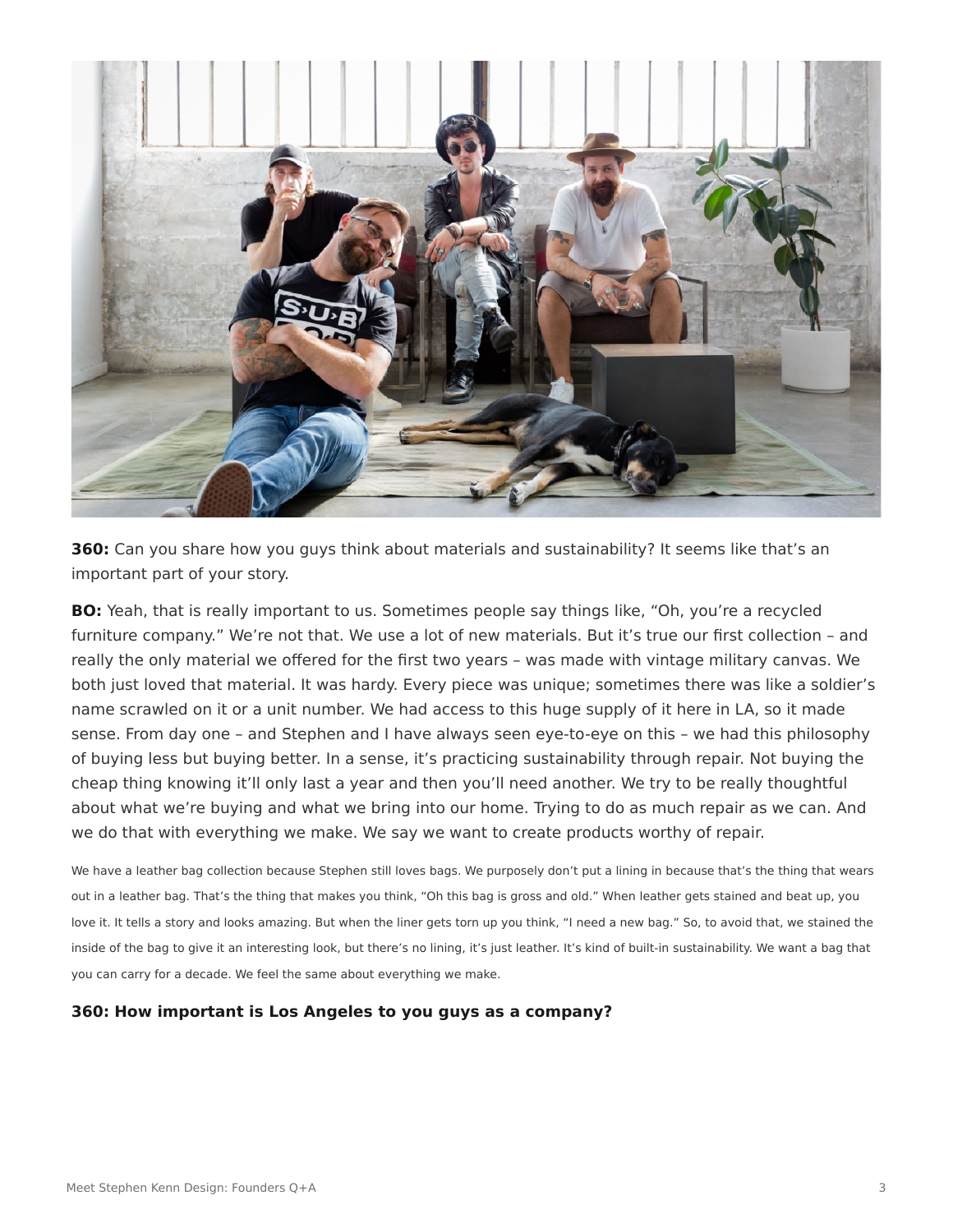**360:** Can you share how you guys think about materials and sustainability? It seems like that's an important part of your story.

**BO:** Yeah, that is really important to us. Sometimes people say things like, "Oh, you're a recycled furniture company." We're not that. We use a lot of new materials. But it's true our first collection – and really the only material we offered for the first two years – was made with vintage military canvas. We both just loved that material. It was hardy. Every piece was unique; sometimes there was like a soldier's name scrawled on it or a unit number. We had access to this huge supply of it here in LA, so it made sense. From day one – and Stephen and I have always seen eye-to-eye on this – we had this philosophy of buying less but buying better. In a sense, it's practicing sustainability through repair. Not buying the cheap thing knowing it'll only last a year and then you'll need another. We try to be really thoughtful about what we're buying and what we bring into our home. Trying to do as much repair as we can. And we do that with everything we make. We say we want to create products worthy of repair.

We have a leather bag collection because Stephen still loves bags. We purposely don't put a lining in because that's the thing that wears out in a leather bag. That's the thing that makes you think, "Oh this bag is gross and old." When leather gets stained and beat up, you love it. It tells a story and looks amazing. But when the liner gets torn up you think, "I need a new bag." So, to avoid that, we stained the inside of the bag to give it an interesting look, but there's no lining, it's just leather. It's kind of built-in sustainability. We want a bag that you can carry for a decade. We feel the same about everything we make.

**360: How important is Los Angeles to you guys as a company?**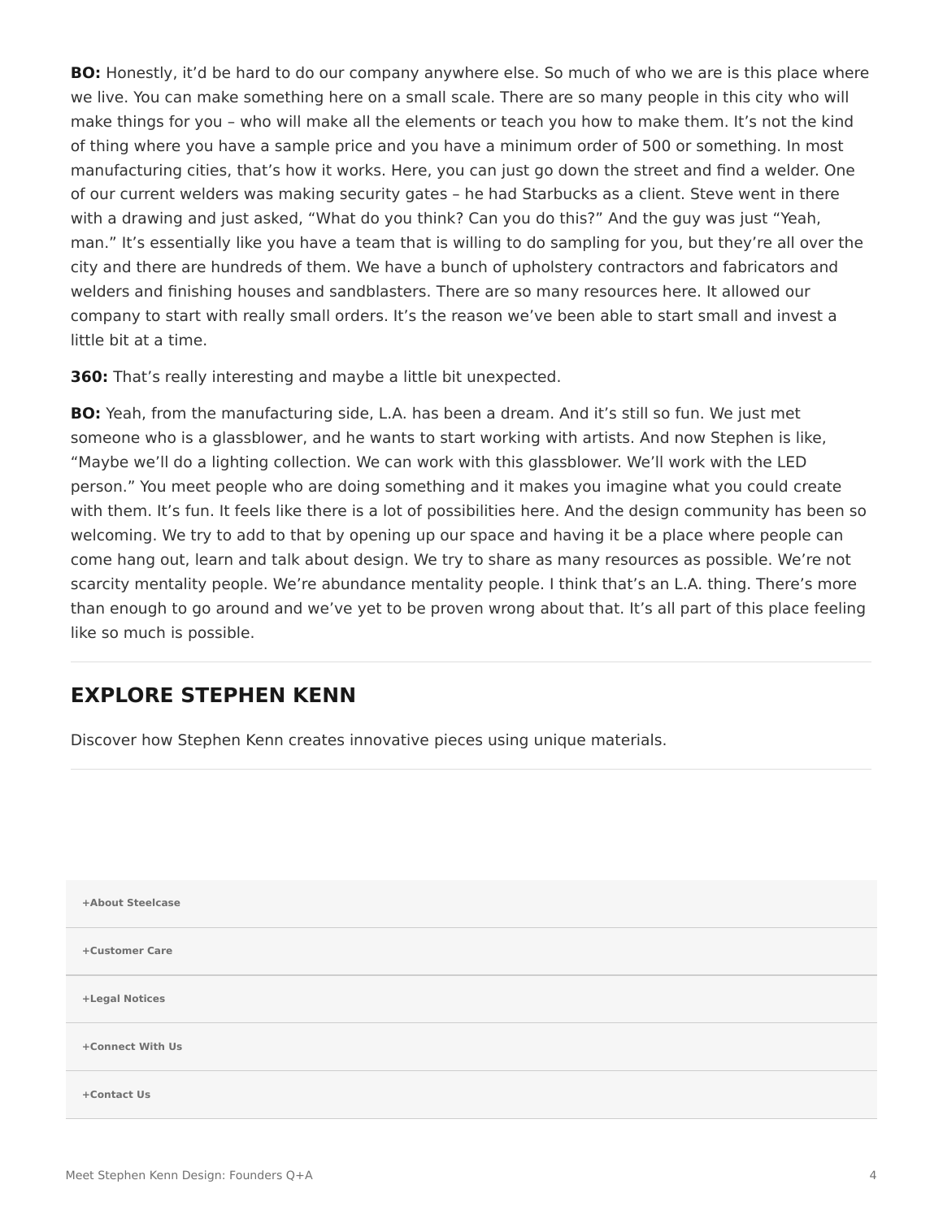**BO:** Honestly, it'd be hard to do our company anywhere else. So much of who we are is this place where we live. You can make something here on a small scale. There are so many people in this city who will make things for you – who will make all the elements or teach you how to make them. It's not the kind of thing where you have a sample price and you have a minimum order of 500 or something. In most manufacturing cities, that's how it works. Here, you can just go down the street and find a welder. One of our current welders was making security gates – he had Starbucks as a client. Steve went in there with a drawing and just asked, "What do you think? Can you do this?" And the guy was just "Yeah, man." It's essentially like you have a team that is willing to do sampling for you, but they're all over the city and there are hundreds of them. We have a bunch of upholstery contractors and fabricators and welders and finishing houses and sandblasters. There are so many resources here. It allowed our company to start with really small orders. It's the reason we've been able to start small and invest a little bit at a time.

**360:** That's really interesting and maybe a little bit unexpected.

**BO:** Yeah, from the manufacturing side, L.A. has been a dream. And it's still so fun. We just met someone who is a glassblower, and he wants to start working with artists. And now Stephen is like, "Maybe we'll do a lighting collection. We can work with this glassblower. We'll work with the LED person." You meet people who are doing something and it makes you imagine what you could create with them. It's fun. It feels like there is a lot of possibilities here. And the design community has been so welcoming. We try to add to that by opening up our space and having it be a place where people can come hang out, learn and talk about design. We try to share as many resources as possible. We're not scarcity mentality people. We're abundance mentality people. I think that's an L.A. thing. There's more than enough to go around and we've yet to be proven wrong about that. It's all part of this place feeling like so much is possible.

## EXPLORE STEPHEN KENN

Discover how Stephen Kenn creates innovative pieces using unique materials.

+About Steelcase

+Customer Care

+Legal Notices

+Connect With Us

+Contact Us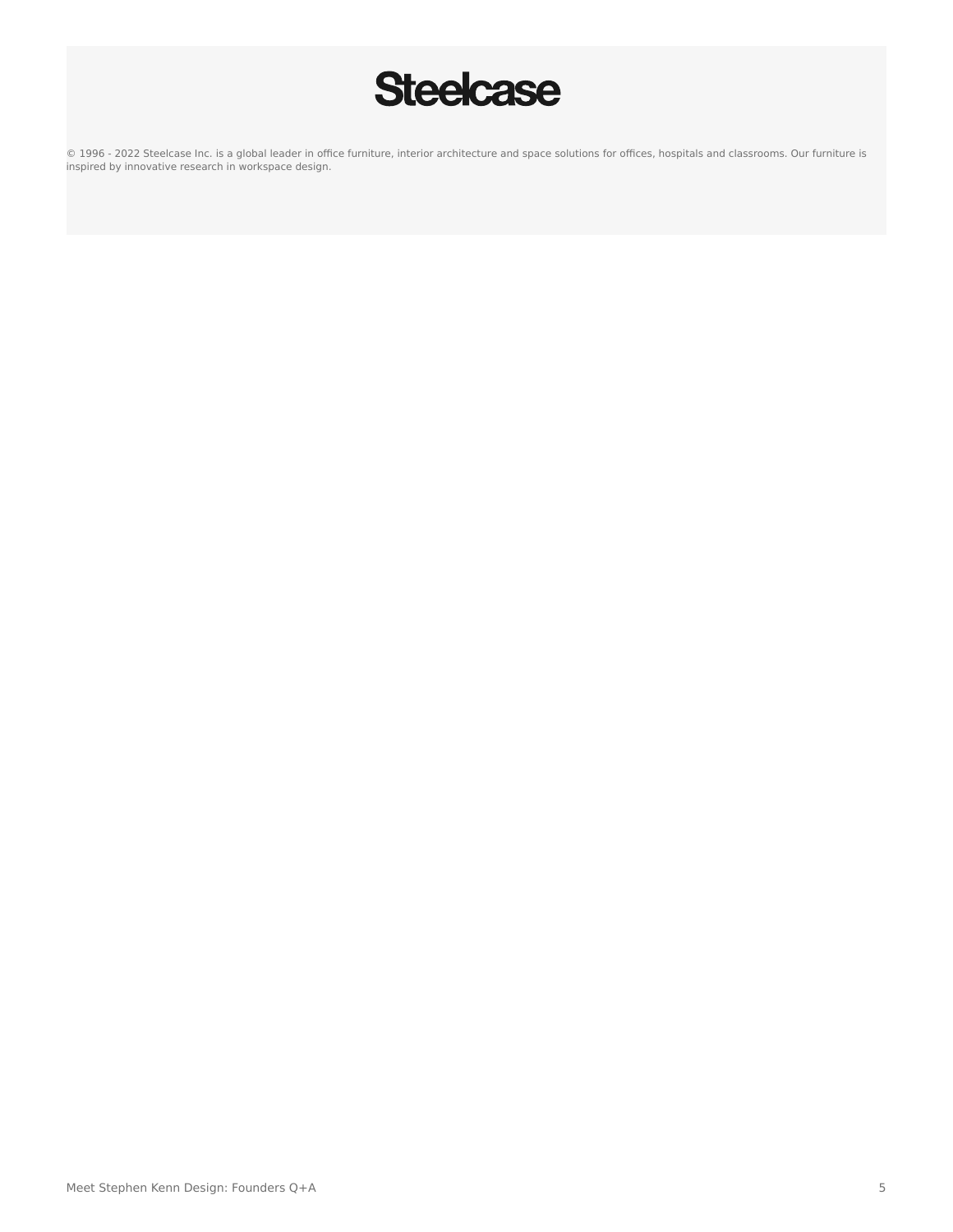Steelcase

© 1996 - 2022 Steelcase Inc. is a global leader in office furniture, interior architecture and space solutions for offices, hospitals and classrooms. Our furniture is inspired by innovative research in workspace design.